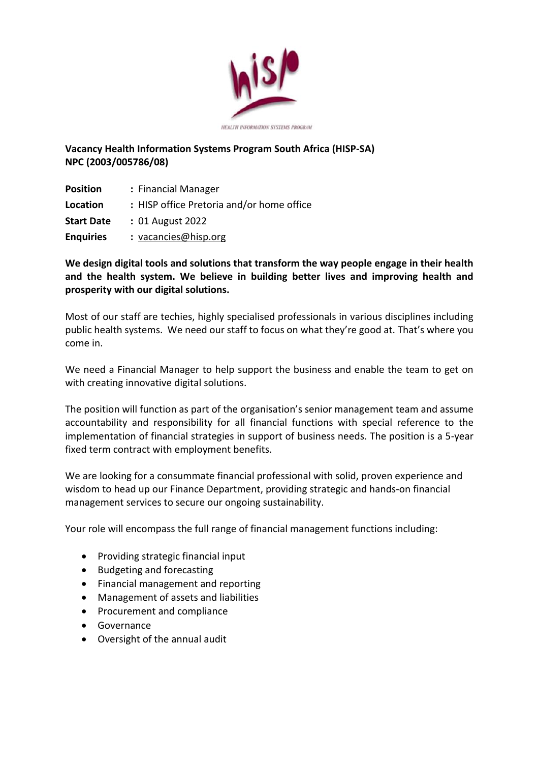**Vacancy Health Information Systems Program South Africa (HISP-SA) NPC (2003/005786/08)**

| | |
|---|---|
| **Position** | : Financial Manager |
| **Location** | : HISP office Pretoria and/or home office |
| **Start Date** | : 01 August 2022 |
| **Enquiries** | : vacancies@hisp.org |

**We design digital tools and solutions that transform the way people engage in their health and the health system. We believe in building better lives and improving health and prosperity with our digital solutions.**

Most of our staff are techies, highly specialised professionals in various disciplines including public health systems. We need our staff to focus on what they're good at. That's where you come in.

We need a Financial Manager to help support the business and enable the team to get on with creating innovative digital solutions.

The position will function as part of the organisation's senior management team and assume accountability and responsibility for all financial functions with special reference to the implementation of financial strategies in support of business needs. The position is a 5-year fixed term contract with employment benefits.

We are looking for a consummate financial professional with solid, proven experience and wisdom to head up our Finance Department, providing strategic and hands-on financial management services to secure our ongoing sustainability.

Your role will encompass the full range of financial management functions including:

- Providing strategic financial input
- Budgeting and forecasting
- Financial management and reporting
- Management of assets and liabilities
- Procurement and compliance
- Governance
- Oversight of the annual audit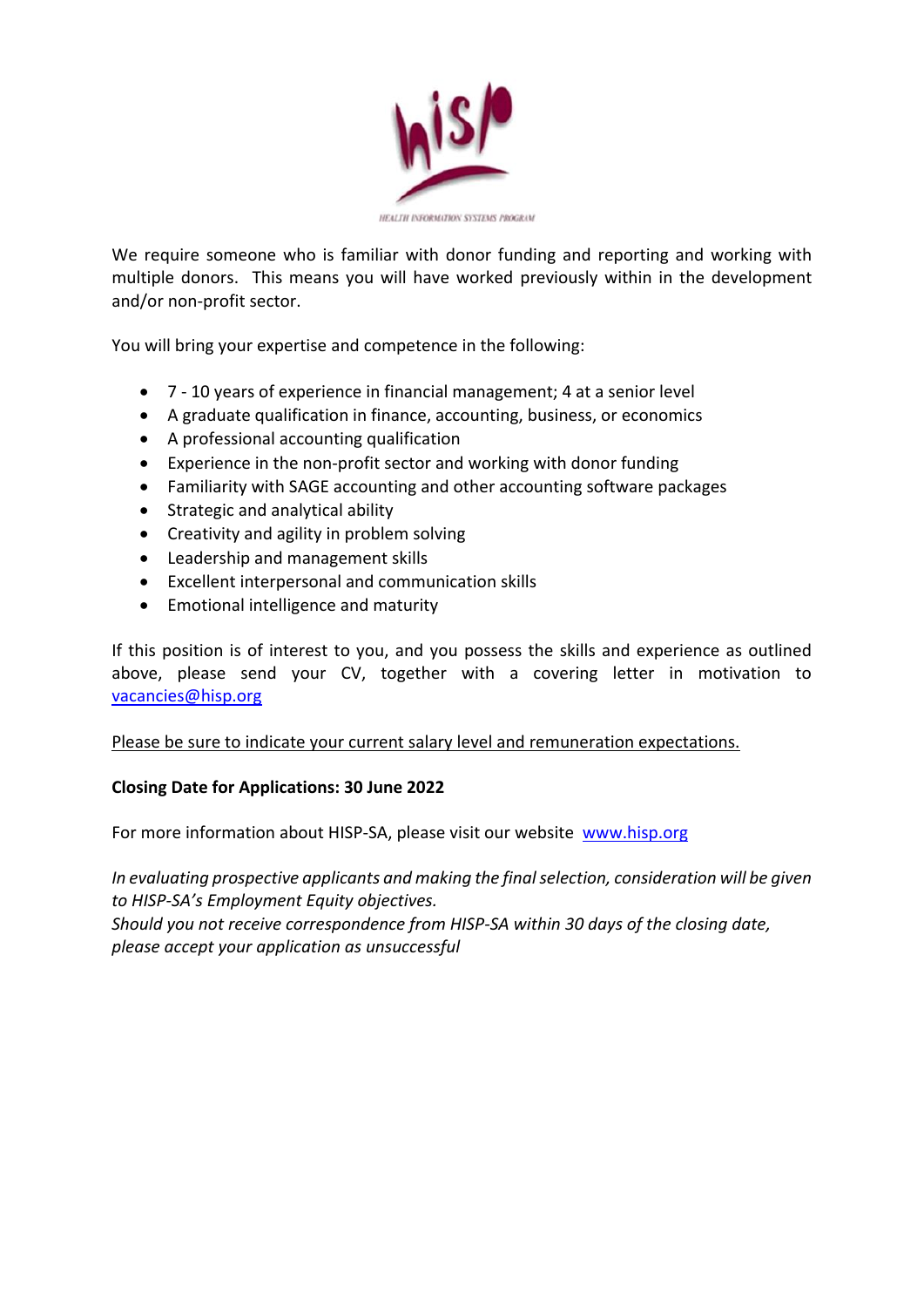We require someone who is familiar with donor funding and reporting and working with multiple donors. This means you will have worked previously within in the development and/or non-profit sector.

You will bring your expertise and competence in the following:

- 7 - 10 years of experience in financial management; 4 at a senior level
- A graduate qualification in finance, accounting, business, or economics
- A professional accounting qualification
- Experience in the non-profit sector and working with donor funding
- Familiarity with SAGE accounting and other accounting software packages
- Strategic and analytical ability
- Creativity and agility in problem solving
- Leadership and management skills
- Excellent interpersonal and communication skills
- Emotional intelligence and maturity

If this position is of interest to you, and you possess the skills and experience as outlined above, please send your CV, together with a covering letter in motivation to vacancies@hisp.org

Please be sure to indicate your current salary level and remuneration expectations.

**Closing Date for Applications: 30 June 2022**

For more information about HISP-SA, please visit our website www.hisp.org

*In evaluating prospective applicants and making the final selection, consideration will be given to HISP-SA's Employment Equity objectives.*
*Should you not receive correspondence from HISP-SA within 30 days of the closing date, please accept your application as unsuccessful*